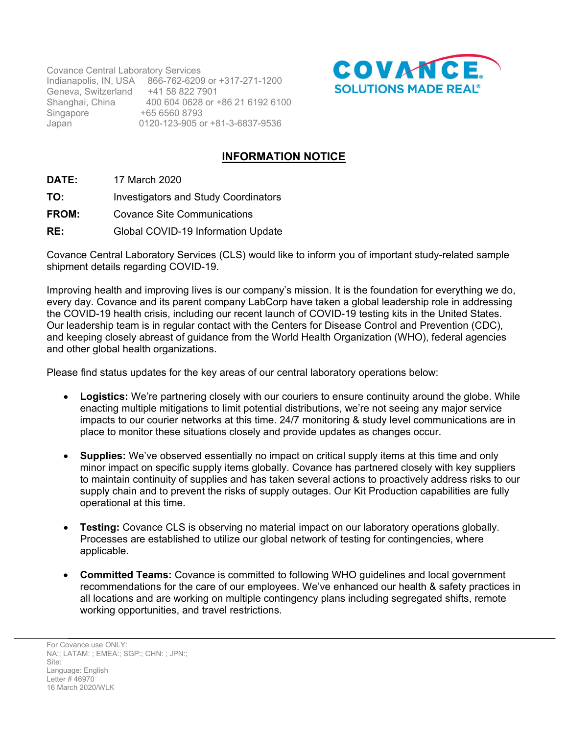Covance Central Laboratory Services

| | |
|---|---|
| Indianapolis, IN, USA | 866-762-6209 or +317-271-1200 |
| Geneva, Switzerland | +41 58 822 7901 |
| Shanghai, China | 400 604 0628 or +86 21 6192 6100 |
| Singapore | +65 6560 8793 |
| Japan | 0120-123-905 or +81-3-6837-9536 |

COVANCE
SOLUTIONS MADE REAL®

# INFORMATION NOTICE

**DATE:** 17 March 2020

**TO:** Investigators and Study Coordinators

**FROM:** Covance Site Communications

**RE:** Global COVID-19 Information Update

Covance Central Laboratory Services (CLS) would like to inform you of important study-related sample shipment details regarding COVID-19.

Improving health and improving lives is our company's mission. It is the foundation for everything we do, every day. Covance and its parent company LabCorp have taken a global leadership role in addressing the COVID-19 health crisis, including our recent launch of COVID-19 testing kits in the United States. Our leadership team is in regular contact with the Centers for Disease Control and Prevention (CDC), and keeping closely abreast of guidance from the World Health Organization (WHO), federal agencies and other global health organizations.

Please find status updates for the key areas of our central laboratory operations below:

- **Logistics:** We're partnering closely with our couriers to ensure continuity around the globe. While enacting multiple mitigations to limit potential distributions, we're not seeing any major service impacts to our courier networks at this time. 24/7 monitoring & study level communications are in place to monitor these situations closely and provide updates as changes occur.

- **Supplies:** We've observed essentially no impact on critical supply items at this time and only minor impact on specific supply items globally. Covance has partnered closely with key suppliers to maintain continuity of supplies and has taken several actions to proactively address risks to our supply chain and to prevent the risks of supply outages. Our Kit Production capabilities are fully operational at this time.

- **Testing:** Covance CLS is observing no material impact on our laboratory operations globally. Processes are established to utilize our global network of testing for contingencies, where applicable.

- **Committed Teams:** Covance is committed to following WHO guidelines and local government recommendations for the care of our employees. We've enhanced our health & safety practices in all locations and are working on multiple contingency plans including segregated shifts, remote working opportunities, and travel restrictions.

---

For Covance use ONLY:
NA:; LATAM: ; EMEA:; SGP:; CHN: ; JPN:;
Site:
Language: English
Letter # 46970
16 March 2020/WLK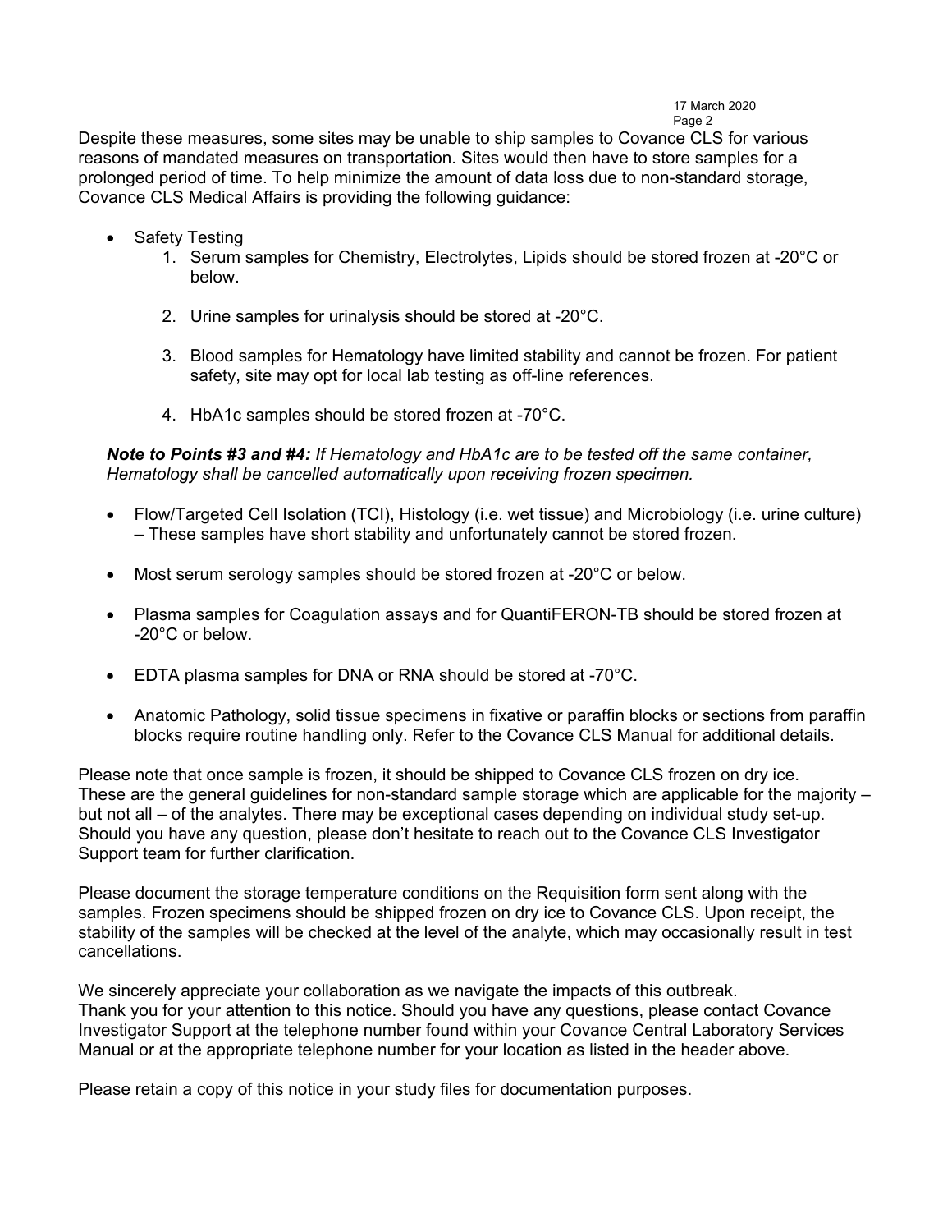Despite these measures, some sites may be unable to ship samples to Covance CLS for various reasons of mandated measures on transportation. Sites would then have to store samples for a prolonged period of time. To help minimize the amount of data loss due to non-standard storage, Covance CLS Medical Affairs is providing the following guidance:

- Safety Testing
    1. Serum samples for Chemistry, Electrolytes, Lipids should be stored frozen at -20°C or below.
    2. Urine samples for urinalysis should be stored at -20°C.
    3. Blood samples for Hematology have limited stability and cannot be frozen. For patient safety, site may opt for local lab testing as off-line references.
    4. HbA1c samples should be stored frozen at -70°C.

***Note to Points #3 and #4:*** *If Hematology and HbA1c are to be tested off the same container, Hematology shall be cancelled automatically upon receiving frozen specimen.*

- Flow/Targeted Cell Isolation (TCI), Histology (i.e. wet tissue) and Microbiology (i.e. urine culture) – These samples have short stability and unfortunately cannot be stored frozen.
- Most serum serology samples should be stored frozen at -20°C or below.
- Plasma samples for Coagulation assays and for QuantiFERON-TB should be stored frozen at -20°C or below.
- EDTA plasma samples for DNA or RNA should be stored at -70°C.
- Anatomic Pathology, solid tissue specimens in fixative or paraffin blocks or sections from paraffin blocks require routine handling only. Refer to the Covance CLS Manual for additional details.

Please note that once sample is frozen, it should be shipped to Covance CLS frozen on dry ice. These are the general guidelines for non-standard sample storage which are applicable for the majority – but not all – of the analytes. There may be exceptional cases depending on individual study set-up. Should you have any question, please don't hesitate to reach out to the Covance CLS Investigator Support team for further clarification.

Please document the storage temperature conditions on the Requisition form sent along with the samples. Frozen specimens should be shipped frozen on dry ice to Covance CLS. Upon receipt, the stability of the samples will be checked at the level of the analyte, which may occasionally result in test cancellations.

We sincerely appreciate your collaboration as we navigate the impacts of this outbreak.
Thank you for your attention to this notice. Should you have any questions, please contact Covance Investigator Support at the telephone number found within your Covance Central Laboratory Services Manual or at the appropriate telephone number for your location as listed in the header above.

Please retain a copy of this notice in your study files for documentation purposes.